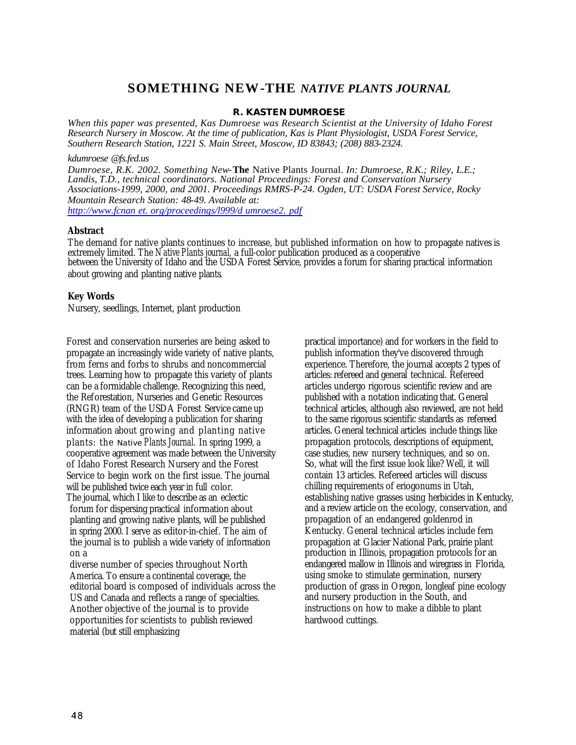# SOMETHING NEW-THE *NATIVE PLANTS JOURNAL*

**R. KASTEN DUMROESE**

*When this paper was presented, Kas Dumroese was Research Scientist at the University of Idaho Forest Research Nursery in Moscow. At the time of publication, Kas is Plant Physiologist, USDA Forest Service, Southern Research Station, 1221 S. Main Street, Moscow, ID 83843; (208) 883-2324.*

*kdumroese @fs.fed.us*

*Dumroese, R.K. 2002. Something New-***The** Native Plants Journal. *In: Dumroese, R.K.; Riley, L.E.; Landis, T.D., technical coordinators. National Proceedings: Forest and Conservation Nursery Associations-1999, 2000, and 2001. Proceedings RMRS-P-24. Ogden, UT: USDA Forest Service, Rocky Mountain Research Station: 48-49. Available at: http://www.fcnan et. org/proceedings/l999/d umroese2. pdf*

**Abstract**

The demand for native plants continues to increase, but published information on how to propagate natives is extremely limited. The *Native Plants journal,* a full-color publication produced as a cooperative between the University of Idaho and the USDA Forest Service, provides a forum for sharing practical information about growing and planting native plants.

**Key Words**

Nursery, seedlings, Internet, plant production

Forest and conservation nurseries are being asked to propagate an increasingly wide variety of native plants, from ferns and forbs to shrubs and noncommercial trees. Learning how to propagate this variety of plants can be a formidable challenge. Recognizing this need, the Reforestation, Nurseries and Genetic Resources (RNGR) team of the USDA Forest Service came up with the idea of developing a publication for sharing information about growing and planting native plants: the Native *Plants Journal.* In spring 1999, a cooperative agreement was made between the University of Idaho Forest Research Nursery and the Forest Service to begin work on the first issue. The journal will be published twice each year in full color.

The journal, which I like to describe as an eclectic forum for dispersing practical information about planting and growing native plants, will be published in spring 2000. I serve as editor-in-chief. The aim of the journal is to publish a wide variety of information on a diverse number of species throughout North America. To ensure a continental coverage, the editorial board is composed of individuals across the US and Canada and reflects a range of specialties. Another objective of the journal is to provide opportunities for scientists to publish reviewed material (but still emphasizing practical importance) and for workers in the field to publish information they've discovered through experience. Therefore, the journal accepts 2 types of articles: refereed and general technical. Refereed articles undergo rigorous scientific review and are published with a notation indicating that. General technical articles, although also reviewed, are not held to the same rigorous scientific standards as refereed articles. General technical articles include things like propagation protocols, descriptions of equipment, case studies, new nursery techniques, and so on.

So, what will the first issue look like? Well, it will contain 13 articles. Refereed articles will discuss chilling requirements of eriogonums in Utah, establishing native grasses using herbicides in Kentucky, and a review article on the ecology, conservation, and propagation of an endangered goldenrod in Kentucky. General technical articles include fern propagation at Glacier National Park, prairie plant production in Illinois, propagation protocols for an endangered mallow in Illinois and wiregrass in Florida, using smoke to stimulate germination, nursery production of grass in Oregon, longleaf pine ecology and nursery production in the South, and instructions on how to make a dibble to plant hardwood cuttings.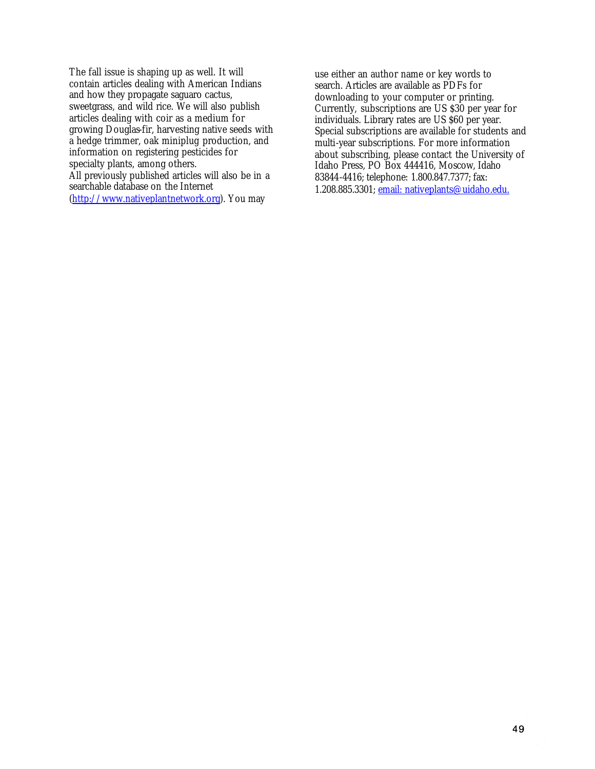The fall issue is shaping up as well. It will contain articles dealing with American Indians and how they propagate saguaro cactus, sweetgrass, and wild rice. We will also publish articles dealing with coir as a medium for growing Douglas-fir, harvesting native seeds with a hedge trimmer, oak miniplug production, and information on registering pesticides for specialty plants, among others.

All previously published articles will also be in a searchable database on the Internet (http://www.nativeplantnetwork.org). You may use either an author name or key words to search. Articles are available as PDFs for downloading to your computer or printing. Currently, subscriptions are US $30 per year for individuals. Library rates are US $60 per year. Special subscriptions are available for students and multi-year subscriptions. For more information about subscribing, please contact the University of Idaho Press, PO Box 444416, Moscow, Idaho 83844-4416; telephone: 1.800.847.7377; fax: 1.208.885.3301; email: nativeplants@uidaho.edu.